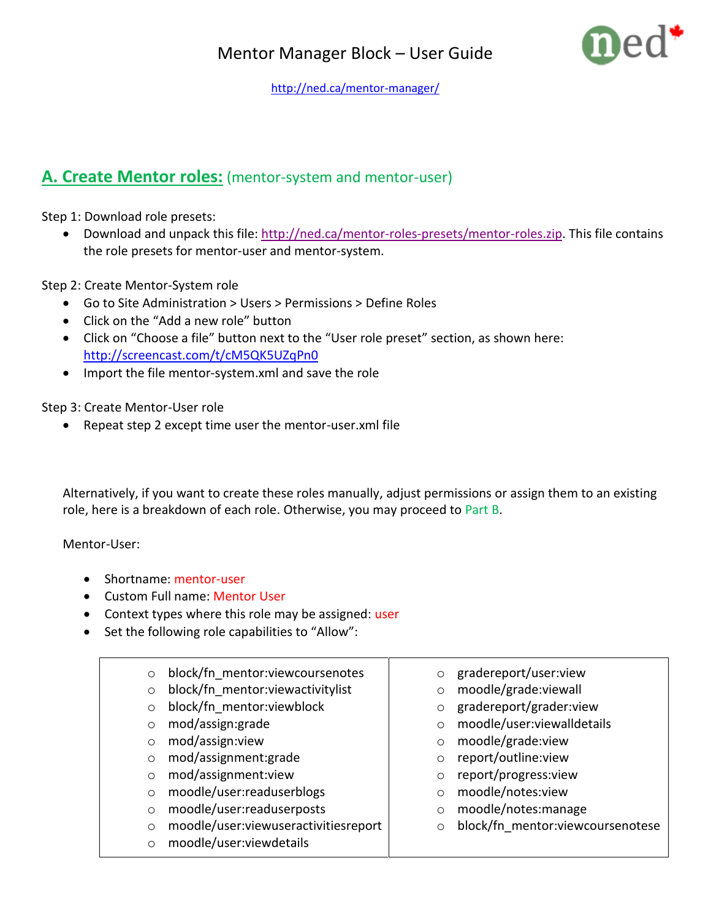# Mentor Manager Block – User Guide

http://ned.ca/mentor-manager/

## A. Create Mentor roles: (mentor-system and mentor-user)

Step 1: Download role presets:

- Download and unpack this file: http://ned.ca/mentor-roles-presets/mentor-roles.zip. This file contains the role presets for mentor-user and mentor-system.

Step 2: Create Mentor-System role

- Go to Site Administration > Users > Permissions > Define Roles
- Click on the "Add a new role" button
- Click on "Choose a file" button next to the "User role preset" section, as shown here: http://screencast.com/t/cM5QK5UZqPn0
- Import the file mentor-system.xml and save the role

Step 3: Create Mentor-User role

- Repeat step 2 except time user the mentor-user.xml file

Alternatively, if you want to create these roles manually, adjust permissions or assign them to an existing role, here is a breakdown of each role. Otherwise, you may proceed to Part B.

Mentor-User:

- Shortname: mentor-user
- Custom Full name: Mentor User
- Context types where this role may be assigned: user
- Set the following role capabilities to "Allow":

| | |
|---|---|
| ◦ block/fn_mentor:viewcoursenotes<br>◦ block/fn_mentor:viewactivitylist<br>◦ block/fn_mentor:viewblock<br>◦ mod/assign:grade<br>◦ mod/assign:view<br>◦ mod/assignment:grade<br>◦ mod/assignment:view<br>◦ moodle/user:readuserblogs<br>◦ moodle/user:readuserposts<br>◦ moodle/user:viewuseractivitiesreport<br>◦ moodle/user:viewdetails | ◦ gradereport/user:view<br>◦ moodle/grade:viewall<br>◦ gradereport/grader:view<br>◦ moodle/user:viewalldetails<br>◦ moodle/grade:view<br>◦ report/outline:view<br>◦ report/progress:view<br>◦ moodle/notes:view<br>◦ moodle/notes:manage<br>◦ block/fn_mentor:viewcoursenotese |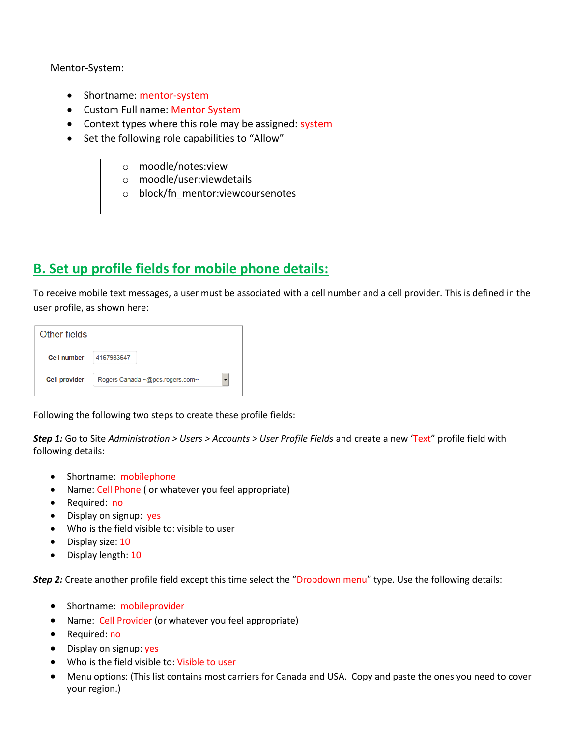Mentor-System:

- Shortname: mentor-system
- Custom Full name: Mentor System
- Context types where this role may be assigned: system
- Set the following role capabilities to "Allow"
    - moodle/notes:view
    - moodle/user:viewdetails
    - block/fn_mentor:viewcoursenotes

## B. Set up profile fields for mobile phone details:

To receive mobile text messages, a user must be associated with a cell number and a cell provider. This is defined in the user profile, as shown here:

| Other fields | |
|---|---|
| **Cell number** | 4167983647 |
| **Cell provider** | Rogers Canada ~@pcs.rogers.com~ |

Following the following two steps to create these profile fields:

***Step 1:*** Go to Site *Administration > Users > Accounts > User Profile Fields* and create a new 'Text" profile field with following details:

- Shortname: mobilephone
- Name: Cell Phone ( or whatever you feel appropriate)
- Required: no
- Display on signup: yes
- Who is the field visible to: visible to user
- Display size: 10
- Display length: 10

***Step 2:*** Create another profile field except this time select the "Dropdown menu" type. Use the following details:

- Shortname: mobileprovider
- Name: Cell Provider (or whatever you feel appropriate)
- Required: no
- Display on signup: yes
- Who is the field visible to: Visible to user
- Menu options: (This list contains most carriers for Canada and USA. Copy and paste the ones you need to cover your region.)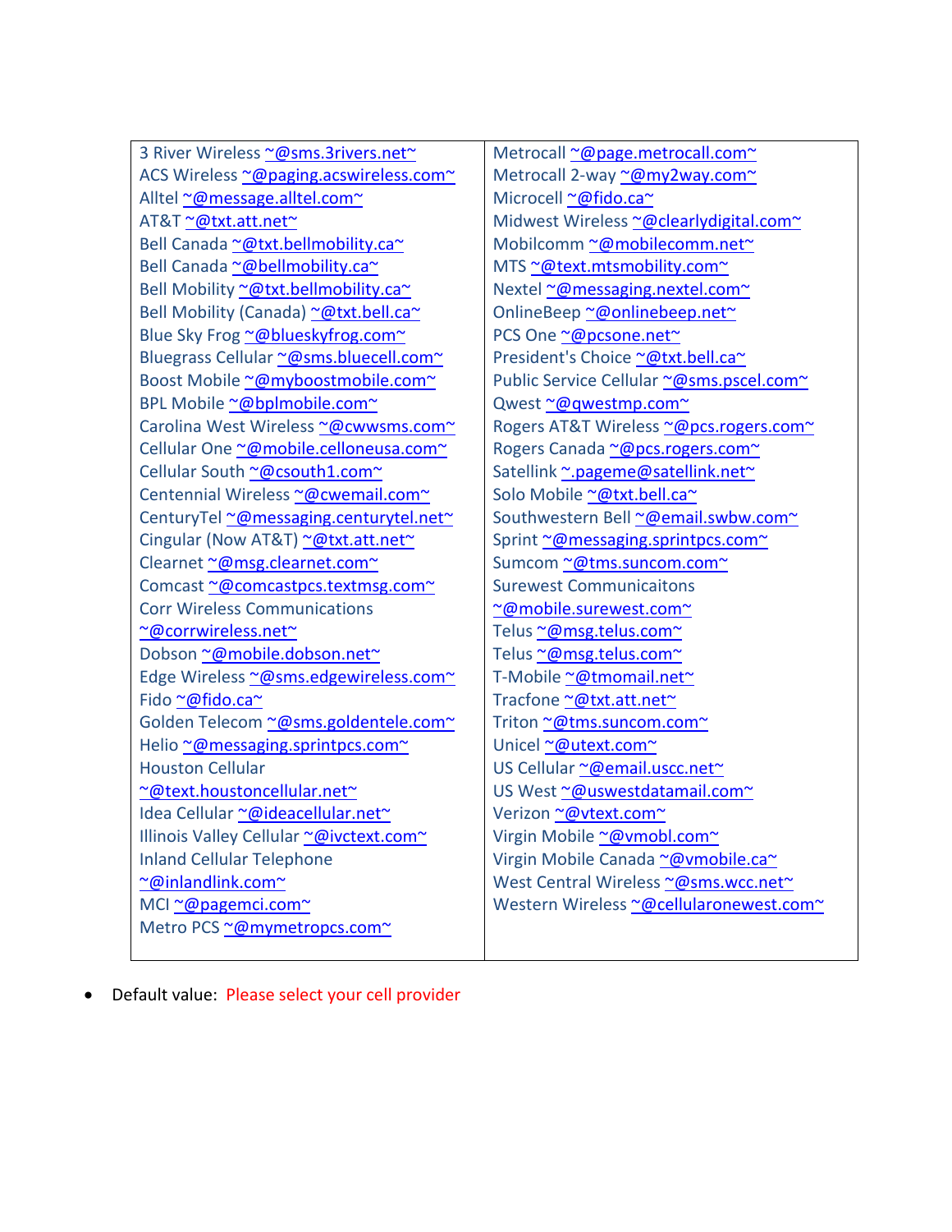| | |
|---|---|
| 3 River Wireless ~@sms.3rivers.net~<br>ACS Wireless ~@paging.acswireless.com~<br>Alltel ~@message.alltel.com~<br>AT&T ~@txt.att.net~<br>Bell Canada ~@txt.bellmobility.ca~<br>Bell Canada ~@bellmobility.ca~<br>Bell Mobility ~@txt.bellmobility.ca~<br>Bell Mobility (Canada) ~@txt.bell.ca~<br>Blue Sky Frog ~@blueskyfrog.com~<br>Bluegrass Cellular ~@sms.bluecell.com~<br>Boost Mobile ~@myboostmobile.com~<br>BPL Mobile ~@bplmobile.com~<br>Carolina West Wireless ~@cwwsms.com~<br>Cellular One ~@mobile.celloneusa.com~<br>Cellular South ~@csouth1.com~<br>Centennial Wireless ~@cwemail.com~<br>CenturyTel ~@messaging.centurytel.net~<br>Cingular (Now AT&T) ~@txt.att.net~<br>Clearnet ~@msg.clearnet.com~<br>Comcast ~@comcastpcs.textmsg.com~<br>Corr Wireless Communications ~@corrwireless.net~<br>Dobson ~@mobile.dobson.net~<br>Edge Wireless ~@sms.edgewireless.com~<br>Fido ~@fido.ca~<br>Golden Telecom ~@sms.goldentele.com~<br>Helio ~@messaging.sprintpcs.com~<br>Houston Cellular ~@text.houstoncellular.net~<br>Idea Cellular ~@ideacellular.net~<br>Illinois Valley Cellular ~@ivctext.com~<br>Inland Cellular Telephone ~@inlandlink.com~<br>MCI ~@pagemci.com~<br>Metro PCS ~@mymetropcs.com~ | Metrocall ~@page.metrocall.com~<br>Metrocall 2-way ~@my2way.com~<br>Microcell ~@fido.ca~<br>Midwest Wireless ~@clearlydigital.com~<br>Mobilcomm ~@mobilecomm.net~<br>MTS ~@text.mtsmobility.com~<br>Nextel ~@messaging.nextel.com~<br>OnlineBeep ~@onlinebeep.net~<br>PCS One ~@pcsone.net~<br>President's Choice ~@txt.bell.ca~<br>Public Service Cellular ~@sms.pscel.com~<br>Qwest ~@qwestmp.com~<br>Rogers AT&T Wireless ~@pcs.rogers.com~<br>Rogers Canada ~@pcs.rogers.com~<br>Satellink ~.pageme@satellink.net~<br>Solo Mobile ~@txt.bell.ca~<br>Southwestern Bell ~@email.swbw.com~<br>Sprint ~@messaging.sprintpcs.com~<br>Sumcom ~@tms.suncom.com~<br>Surewest Communicaitons ~@mobile.surewest.com~<br>Telus ~@msg.telus.com~<br>Telus ~@msg.telus.com~<br>T-Mobile ~@tmomail.net~<br>Tracfone ~@txt.att.net~<br>Triton ~@tms.suncom.com~<br>Unicel ~@utext.com~<br>US Cellular ~@email.uscc.net~<br>US West ~@uswestdatamail.com~<br>Verizon ~@vtext.com~<br>Virgin Mobile ~@vmobl.com~<br>Virgin Mobile Canada ~@vmobile.ca~<br>West Central Wireless ~@sms.wcc.net~<br>Western Wireless ~@cellularonewest.com~ |

- Default value: Please select your cell provider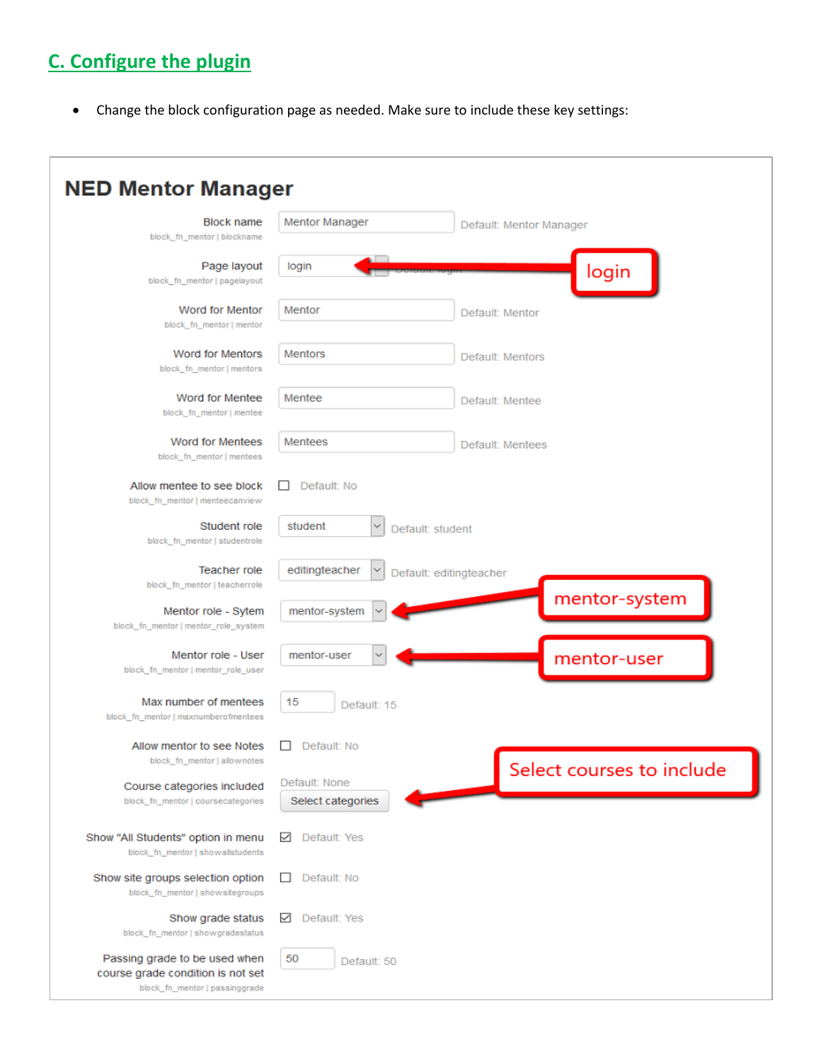## C. Configure the plugin

- Change the block configuration page as needed. Make sure to include these key settings:

# NED Mentor Manager

Block name
block_fn_mentor | blockname
Mentor Manager
Default: Mentor Manager

Page layout
block_fn_mentor | pagelayout
login
Default: login

login

Word for Mentor
block_fn_mentor | mentor
Mentor
Default: Mentor

Word for Mentors
block_fn_mentor | mentors
Mentors
Default: Mentors

Word for Mentee
block_fn_mentor | mentee
Mentee
Default: Mentee

Word for Mentees
block_fn_mentor | mentees
Mentees
Default: Mentees

Allow mentee to see block
block_fn_mentor | menteecanview
Default: No

Student role
block_fn_mentor | studentrole
student
Default: student

Teacher role
block_fn_mentor | teacherrole
editingteacher
Default: editingteacher

Mentor role - Sytem
block_fn_mentor | mentor_role_system
mentor-system

mentor-system

Mentor role - User
block_fn_mentor | mentor_role_user
mentor-user

mentor-user

Max number of mentees
block_fn_mentor | maxnumberofmentees
15
Default: 15

Allow mentor to see Notes
block_fn_mentor | allownotes
Default: No

Course categories included
block_fn_mentor | coursecategories
Default: None
Select categories

Select courses to include

Show "All Students" option in menu
block_fn_mentor | showallstudents
Default: Yes

Show site groups selection option
block_fn_mentor | showsitegroups
Default: No

Show grade status
block_fn_mentor | showgradestatus
Default: Yes

Passing grade to be used when course grade condition is not set
block_fn_mentor | passinggrade
50
Default: 50